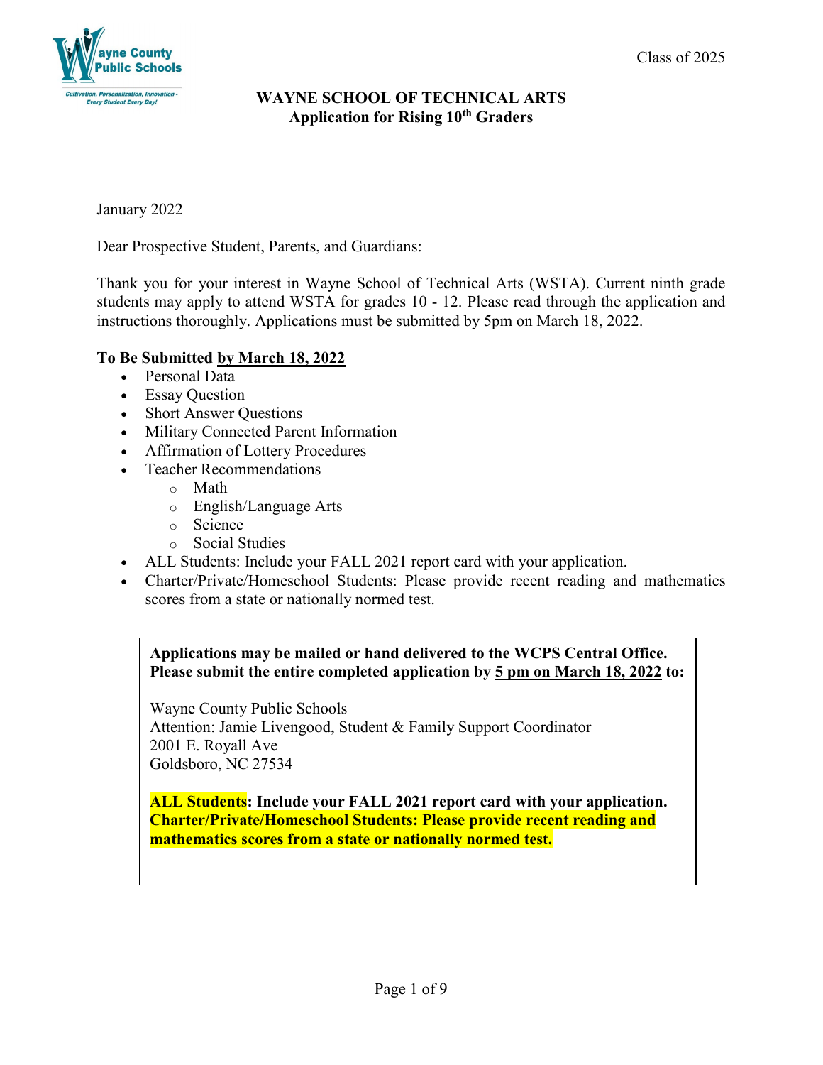Wayne County Public Schools

*Cultivation, Personalization, Innovation - Every Student Every Day!*

Class of 2025

**WAYNE SCHOOL OF TECHNICAL ARTS**
**Application for Rising 10th Graders**

January 2022

Dear Prospective Student, Parents, and Guardians:

Thank you for your interest in Wayne School of Technical Arts (WSTA). Current ninth grade students may apply to attend WSTA for grades 10 - 12. Please read through the application and instructions thoroughly. Applications must be submitted by 5pm on March 18, 2022.

**To Be Submitted by March 18, 2022**

- Personal Data
- Essay Question
- Short Answer Questions
- Military Connected Parent Information
- Affirmation of Lottery Procedures
- Teacher Recommendations
  - Math
  - English/Language Arts
  - Science
  - Social Studies
- ALL Students: Include your FALL 2021 report card with your application.
- Charter/Private/Homeschool Students: Please provide recent reading and mathematics scores from a state or nationally normed test.

**Applications may be mailed or hand delivered to the WCPS Central Office. Please submit the entire completed application by 5 pm on March 18, 2022 to:**

Wayne County Public Schools
Attention: Jamie Livengood, Student & Family Support Coordinator
2001 E. Royall Ave
Goldsboro, NC 27534

**ALL Students: Include your FALL 2021 report card with your application.**
**Charter/Private/Homeschool Students: Please provide recent reading and mathematics scores from a state or nationally normed test.**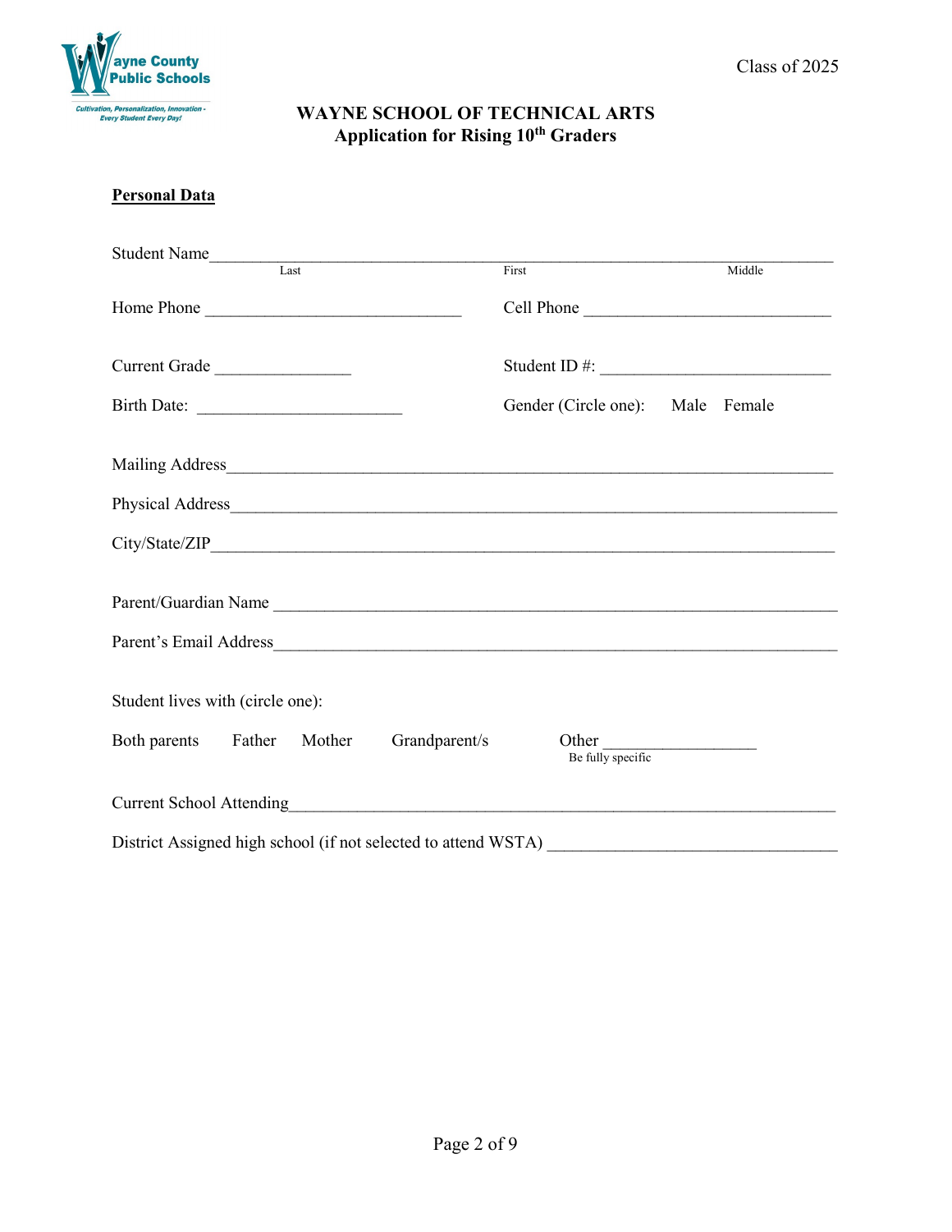Wayne County Public Schools

*Cultivation, Personalization, Innovation - Every Student Every Day!*

Class of 2025

# WAYNE SCHOOL OF TECHNICAL ARTS
## Application for Rising 10th Graders

**Personal Data**

Student Name_______________________________________________________________________
Last First Middle

Home Phone ______________________________ Cell Phone ____________________________

Current Grade _______________ Student ID #: ___________________________

Birth Date: ________________________ Gender (Circle one): Male Female

Mailing Address____________________________________________________________________

Physical Address___________________________________________________________________

City/State/ZIP______________________________________________________________________

Parent/Guardian Name _______________________________________________________________

Parent's Email Address_______________________________________________________________

Student lives with (circle one):

Both parents Father Mother Grandparent/s Other __________________
Be fully specific

Current School Attending______________________________________________________________

District Assigned high school (if not selected to attend WSTA) _________________________________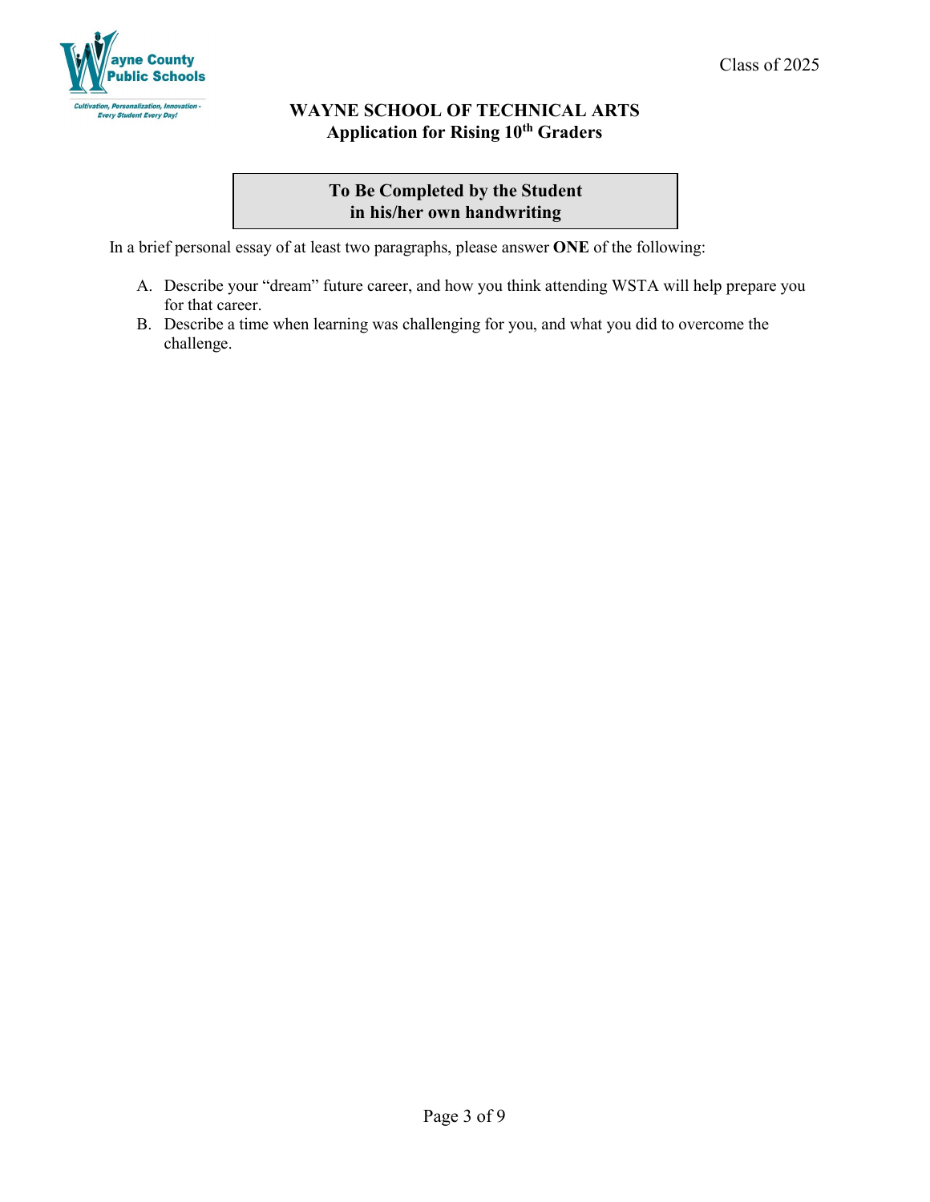Class of 2025

# WAYNE SCHOOL OF TECHNICAL ARTS

## Application for Rising 10th Graders

**To Be Completed by the Student**
**in his/her own handwriting**

In a brief personal essay of at least two paragraphs, please answer **ONE** of the following:

A. Describe your "dream" future career, and how you think attending WSTA will help prepare you for that career.
B. Describe a time when learning was challenging for you, and what you did to overcome the challenge.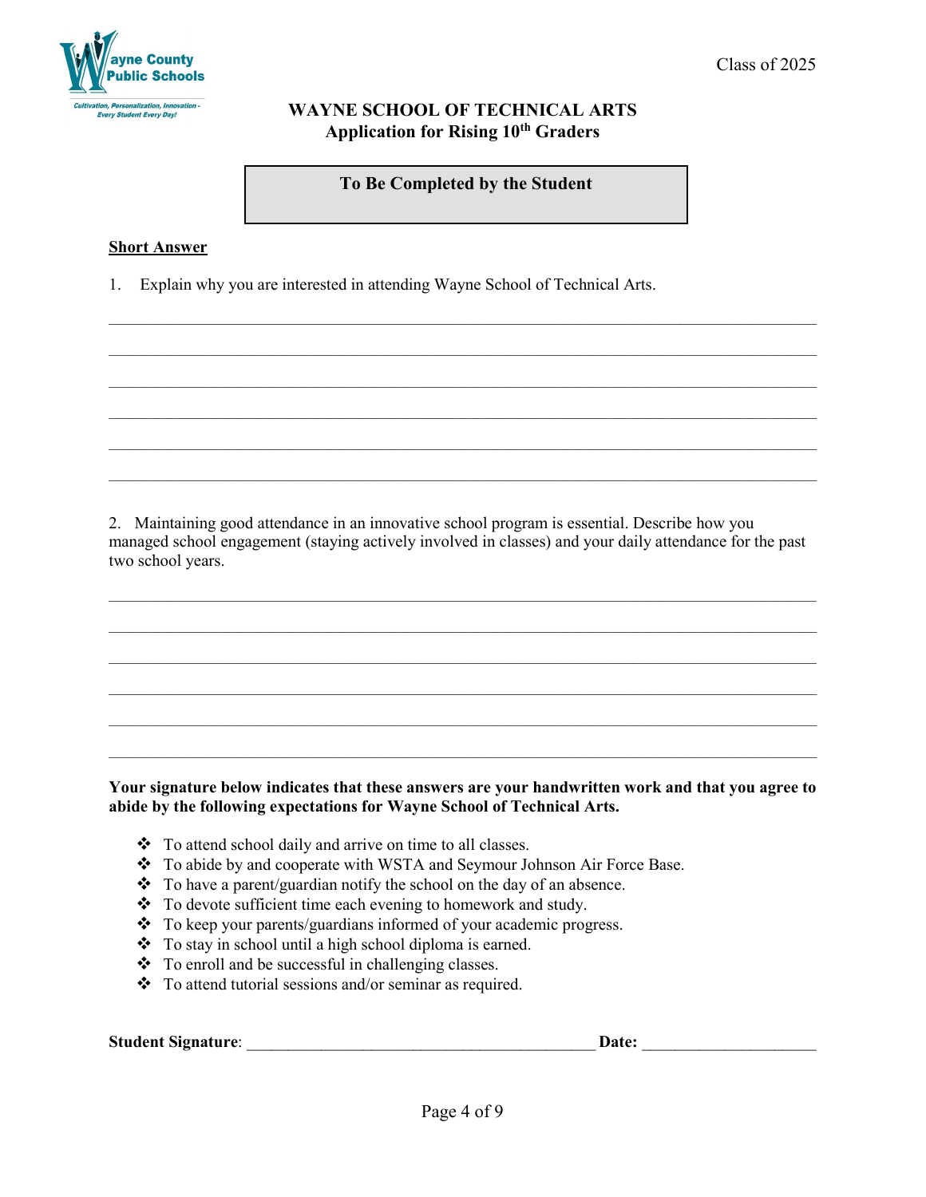Class of 2025

Wayne County Public Schools

*Cultivation, Personalization, Innovation - Every Student Every Day!*

# WAYNE SCHOOL OF TECHNICAL ARTS
## Application for Rising 10th Graders

**To Be Completed by the Student**

**Short Answer**

1. Explain why you are interested in attending Wayne School of Technical Arts.

\_\_\_\_\_\_\_\_\_\_\_\_\_\_\_\_\_\_\_\_\_\_\_\_\_\_\_\_\_\_\_\_\_\_\_\_\_\_\_\_\_\_\_\_\_\_\_\_\_\_\_\_\_\_\_\_\_\_\_\_\_\_\_\_\_\_\_\_\_\_\_\_\_\_\_\_\_\_

\_\_\_\_\_\_\_\_\_\_\_\_\_\_\_\_\_\_\_\_\_\_\_\_\_\_\_\_\_\_\_\_\_\_\_\_\_\_\_\_\_\_\_\_\_\_\_\_\_\_\_\_\_\_\_\_\_\_\_\_\_\_\_\_\_\_\_\_\_\_\_\_\_\_\_\_\_\_

\_\_\_\_\_\_\_\_\_\_\_\_\_\_\_\_\_\_\_\_\_\_\_\_\_\_\_\_\_\_\_\_\_\_\_\_\_\_\_\_\_\_\_\_\_\_\_\_\_\_\_\_\_\_\_\_\_\_\_\_\_\_\_\_\_\_\_\_\_\_\_\_\_\_\_\_\_\_

\_\_\_\_\_\_\_\_\_\_\_\_\_\_\_\_\_\_\_\_\_\_\_\_\_\_\_\_\_\_\_\_\_\_\_\_\_\_\_\_\_\_\_\_\_\_\_\_\_\_\_\_\_\_\_\_\_\_\_\_\_\_\_\_\_\_\_\_\_\_\_\_\_\_\_\_\_\_

\_\_\_\_\_\_\_\_\_\_\_\_\_\_\_\_\_\_\_\_\_\_\_\_\_\_\_\_\_\_\_\_\_\_\_\_\_\_\_\_\_\_\_\_\_\_\_\_\_\_\_\_\_\_\_\_\_\_\_\_\_\_\_\_\_\_\_\_\_\_\_\_\_\_\_\_\_\_

\_\_\_\_\_\_\_\_\_\_\_\_\_\_\_\_\_\_\_\_\_\_\_\_\_\_\_\_\_\_\_\_\_\_\_\_\_\_\_\_\_\_\_\_\_\_\_\_\_\_\_\_\_\_\_\_\_\_\_\_\_\_\_\_\_\_\_\_\_\_\_\_\_\_\_\_\_\_

2. Maintaining good attendance in an innovative school program is essential. Describe how you managed school engagement (staying actively involved in classes) and your daily attendance for the past two school years.

\_\_\_\_\_\_\_\_\_\_\_\_\_\_\_\_\_\_\_\_\_\_\_\_\_\_\_\_\_\_\_\_\_\_\_\_\_\_\_\_\_\_\_\_\_\_\_\_\_\_\_\_\_\_\_\_\_\_\_\_\_\_\_\_\_\_\_\_\_\_\_\_\_\_\_\_\_\_

\_\_\_\_\_\_\_\_\_\_\_\_\_\_\_\_\_\_\_\_\_\_\_\_\_\_\_\_\_\_\_\_\_\_\_\_\_\_\_\_\_\_\_\_\_\_\_\_\_\_\_\_\_\_\_\_\_\_\_\_\_\_\_\_\_\_\_\_\_\_\_\_\_\_\_\_\_\_

\_\_\_\_\_\_\_\_\_\_\_\_\_\_\_\_\_\_\_\_\_\_\_\_\_\_\_\_\_\_\_\_\_\_\_\_\_\_\_\_\_\_\_\_\_\_\_\_\_\_\_\_\_\_\_\_\_\_\_\_\_\_\_\_\_\_\_\_\_\_\_\_\_\_\_\_\_\_

\_\_\_\_\_\_\_\_\_\_\_\_\_\_\_\_\_\_\_\_\_\_\_\_\_\_\_\_\_\_\_\_\_\_\_\_\_\_\_\_\_\_\_\_\_\_\_\_\_\_\_\_\_\_\_\_\_\_\_\_\_\_\_\_\_\_\_\_\_\_\_\_\_\_\_\_\_\_

\_\_\_\_\_\_\_\_\_\_\_\_\_\_\_\_\_\_\_\_\_\_\_\_\_\_\_\_\_\_\_\_\_\_\_\_\_\_\_\_\_\_\_\_\_\_\_\_\_\_\_\_\_\_\_\_\_\_\_\_\_\_\_\_\_\_\_\_\_\_\_\_\_\_\_\_\_\_

\_\_\_\_\_\_\_\_\_\_\_\_\_\_\_\_\_\_\_\_\_\_\_\_\_\_\_\_\_\_\_\_\_\_\_\_\_\_\_\_\_\_\_\_\_\_\_\_\_\_\_\_\_\_\_\_\_\_\_\_\_\_\_\_\_\_\_\_\_\_\_\_\_\_\_\_\_\_

**Your signature below indicates that these answers are your handwritten work and that you agree to abide by the following expectations for Wayne School of Technical Arts.**

- To attend school daily and arrive on time to all classes.
- To abide by and cooperate with WSTA and Seymour Johnson Air Force Base.
- To have a parent/guardian notify the school on the day of an absence.
- To devote sufficient time each evening to homework and study.
- To keep your parents/guardians informed of your academic progress.
- To stay in school until a high school diploma is earned.
- To enroll and be successful in challenging classes.
- To attend tutorial sessions and/or seminar as required.

**Student Signature**: \_\_\_\_\_\_\_\_\_\_\_\_\_\_\_\_\_\_\_\_\_\_\_\_\_\_\_\_\_\_\_\_\_\_\_\_\_\_\_\_\_\_ **Date:** \_\_\_\_\_\_\_\_\_\_\_\_\_\_\_\_\_\_\_\_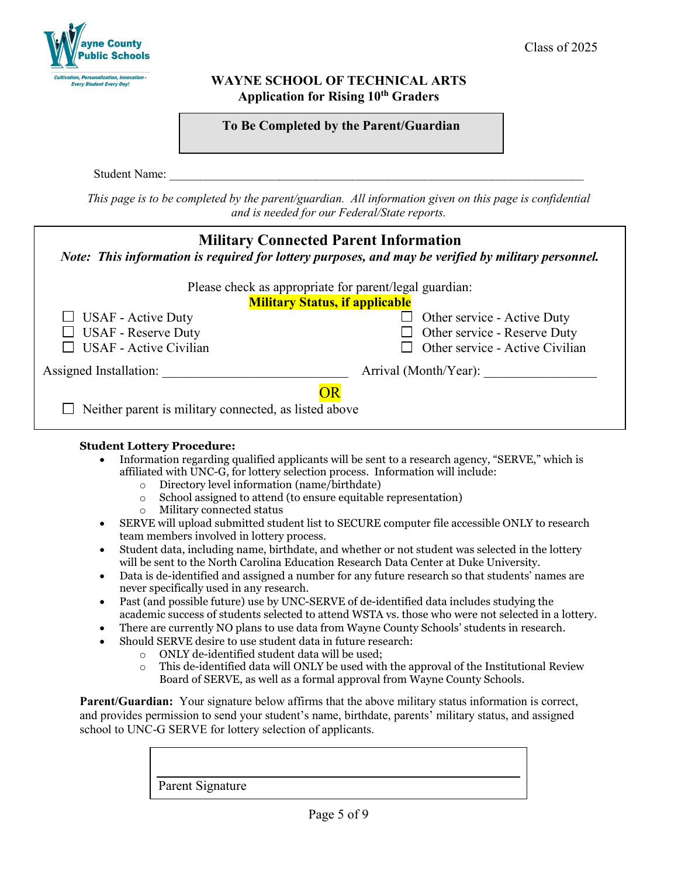Wayne County Public Schools

*Cultivation, Personalization, Innovation - Every Student Every Day!*

Class of 2025

**WAYNE SCHOOL OF TECHNICAL ARTS**
**Application for Rising 10th Graders**

**To Be Completed by the Parent/Guardian**

Student Name: ______________________________________________________________________

*This page is to be completed by the parent/guardian. All information given on this page is confidential and is needed for our Federal/State reports.*

## Military Connected Parent Information

***Note: This information is required for lottery purposes, and may be verified by military personnel.***

Please check as appropriate for parent/legal guardian:

**Military Status, if applicable**

☐ USAF - Active Duty
☐ USAF - Reserve Duty
☐ USAF - Active Civilian
☐ Other service - Active Duty
☐ Other service - Reserve Duty
☐ Other service - Active Civilian

Assigned Installation: ____________________________ Arrival (Month/Year): ________________

OR

☐ Neither parent is military connected, as listed above

**Student Lottery Procedure:**

- Information regarding qualified applicants will be sent to a research agency, "SERVE," which is affiliated with UNC-G, for lottery selection process. Information will include:
  - Directory level information (name/birthdate)
  - School assigned to attend (to ensure equitable representation)
  - Military connected status
- SERVE will upload submitted student list to SECURE computer file accessible ONLY to research team members involved in lottery process.
- Student data, including name, birthdate, and whether or not student was selected in the lottery will be sent to the North Carolina Education Research Data Center at Duke University.
- Data is de-identified and assigned a number for any future research so that students' names are never specifically used in any research.
- Past (and possible future) use by UNC-SERVE of de-identified data includes studying the academic success of students selected to attend WSTA vs. those who were not selected in a lottery.
- There are currently NO plans to use data from Wayne County Schools' students in research.
- Should SERVE desire to use student data in future research:
  - ONLY de-identified student data will be used;
  - This de-identified data will ONLY be used with the approval of the Institutional Review Board of SERVE, as well as a formal approval from Wayne County Schools.

**Parent/Guardian:** Your signature below affirms that the above military status information is correct, and provides permission to send your student's name, birthdate, parents' military status, and assigned school to UNC-G SERVE for lottery selection of applicants.

______________________________________
Parent Signature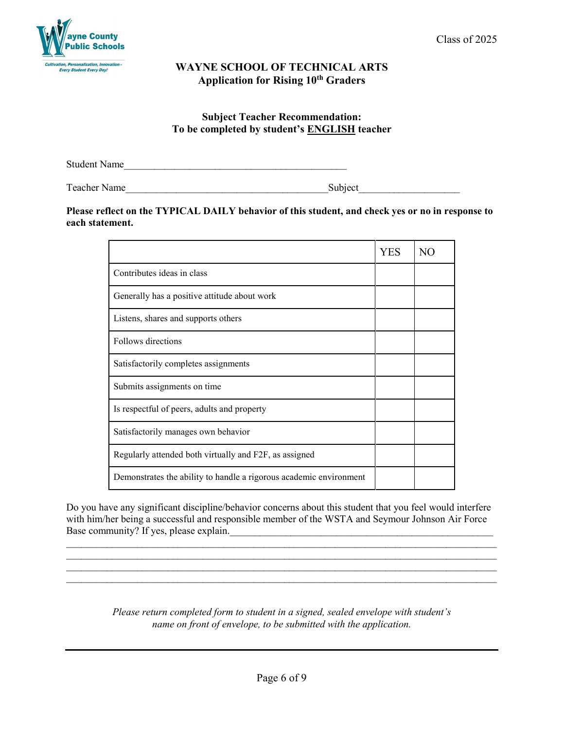Wayne County Public Schools
*Cultivation, Personalization, Innovation - Every Student Every Day!*

Class of 2025

## WAYNE SCHOOL OF TECHNICAL ARTS
## Application for Rising 10th Graders

### Subject Teacher Recommendation:
### To be completed by student's ENGLISH teacher

Student Name___________________________________________

Teacher Name_______________________________________Subject___________________

**Please reflect on the TYPICAL DAILY behavior of this student, and check yes or no in response to each statement.**

| | YES | NO |
|---|---|---|
| Contributes ideas in class | | |
| Generally has a positive attitude about work | | |
| Listens, shares and supports others | | |
| Follows directions | | |
| Satisfactorily completes assignments | | |
| Submits assignments on time | | |
| Is respectful of peers, adults and property | | |
| Satisfactorily manages own behavior | | |
| Regularly attended both virtually and F2F, as assigned | | |
| Demonstrates the ability to handle a rigorous academic environment | | |

Do you have any significant discipline/behavior concerns about this student that you feel would interfere with him/her being a successful and responsible member of the WSTA and Seymour Johnson Air Force Base community? If yes, please explain.___________________________________________________
_____________________________________________________________________________________
_____________________________________________________________________________________
_____________________________________________________________________________________
_____________________________________________________________________________________

*Please return completed form to student in a signed, sealed envelope with student's name on front of envelope, to be submitted with the application.*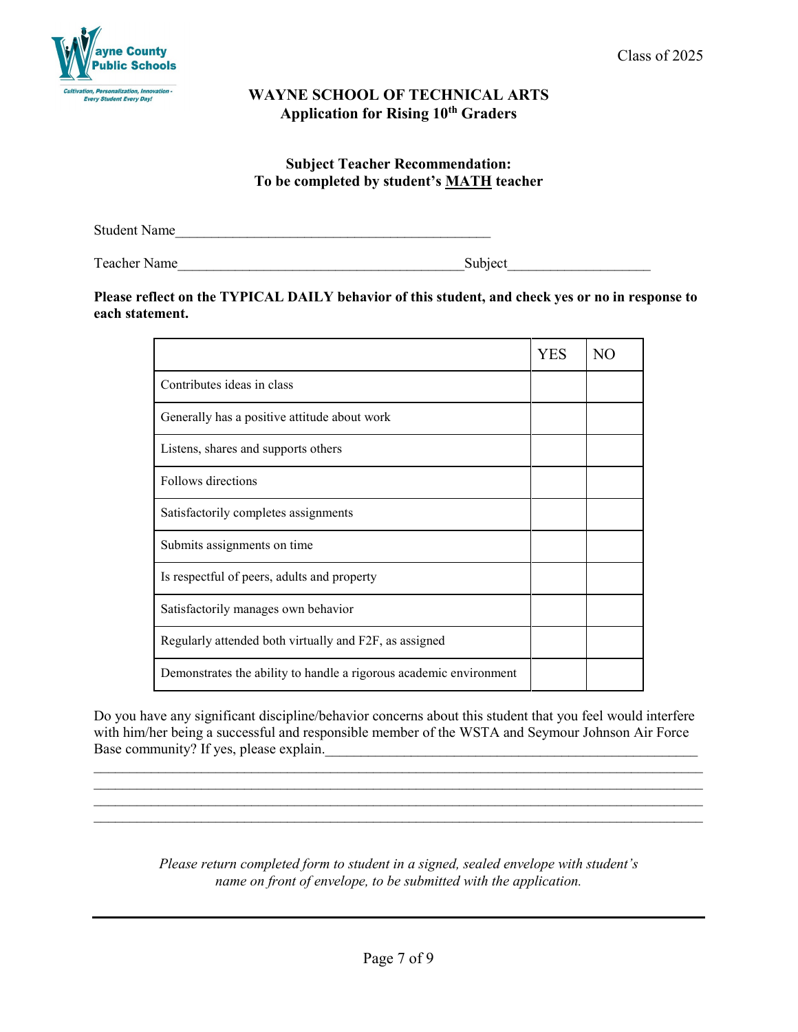Wayne County Public Schools

*Cultivation, Personalization, Innovation - Every Student Every Day!*

Class of 2025

**WAYNE SCHOOL OF TECHNICAL ARTS**
**Application for Rising 10th Graders**

**Subject Teacher Recommendation:**
**To be completed by student's MATH teacher**

Student Name____________________________________________

Teacher Name_______________________________________Subject___________________

**Please reflect on the TYPICAL DAILY behavior of this student, and check yes or no in response to each statement.**

| | YES | NO |
|---|---|---|
| Contributes ideas in class | | |
| Generally has a positive attitude about work | | |
| Listens, shares and supports others | | |
| Follows directions | | |
| Satisfactorily completes assignments | | |
| Submits assignments on time | | |
| Is respectful of peers, adults and property | | |
| Satisfactorily manages own behavior | | |
| Regularly attended both virtually and F2F, as assigned | | |
| Demonstrates the ability to handle a rigorous academic environment | | |

Do you have any significant discipline/behavior concerns about this student that you feel would interfere with him/her being a successful and responsible member of the WSTA and Seymour Johnson Air Force Base community? If yes, please explain.____________________________________________________
_____________________________________________________________________________________
_____________________________________________________________________________________
_____________________________________________________________________________________
_____________________________________________________________________________________

*Please return completed form to student in a signed, sealed envelope with student's name on front of envelope, to be submitted with the application.*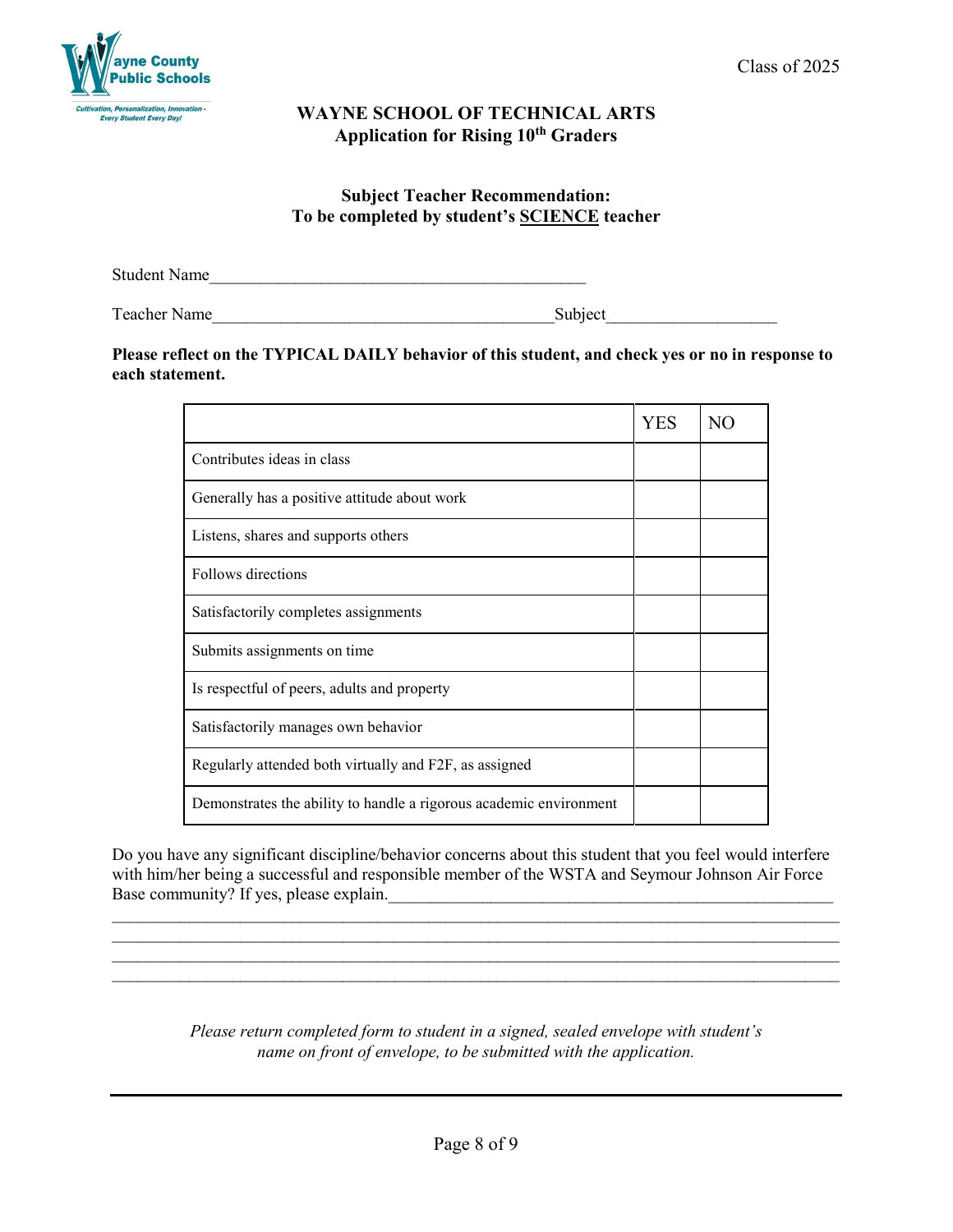Class of 2025

## WAYNE SCHOOL OF TECHNICAL ARTS
## Application for Rising 10th Graders

### Subject Teacher Recommendation:
### To be completed by student's SCIENCE teacher

Student Name_____________________________________________

Teacher Name_______________________________________Subject___________________

**Please reflect on the TYPICAL DAILY behavior of this student, and check yes or no in response to each statement.**

| | YES | NO |
|---|---|---|
| Contributes ideas in class | | |
| Generally has a positive attitude about work | | |
| Listens, shares and supports others | | |
| Follows directions | | |
| Satisfactorily completes assignments | | |
| Submits assignments on time | | |
| Is respectful of peers, adults and property | | |
| Satisfactorily manages own behavior | | |
| Regularly attended both virtually and F2F, as assigned | | |
| Demonstrates the ability to handle a rigorous academic environment | | |

Do you have any significant discipline/behavior concerns about this student that you feel would interfere with him/her being a successful and responsible member of the WSTA and Seymour Johnson Air Force Base community? If yes, please explain.____________________________________________________
________________________________________________________________________________
________________________________________________________________________________
________________________________________________________________________________
________________________________________________________________________________

*Please return completed form to student in a signed, sealed envelope with student's name on front of envelope, to be submitted with the application.*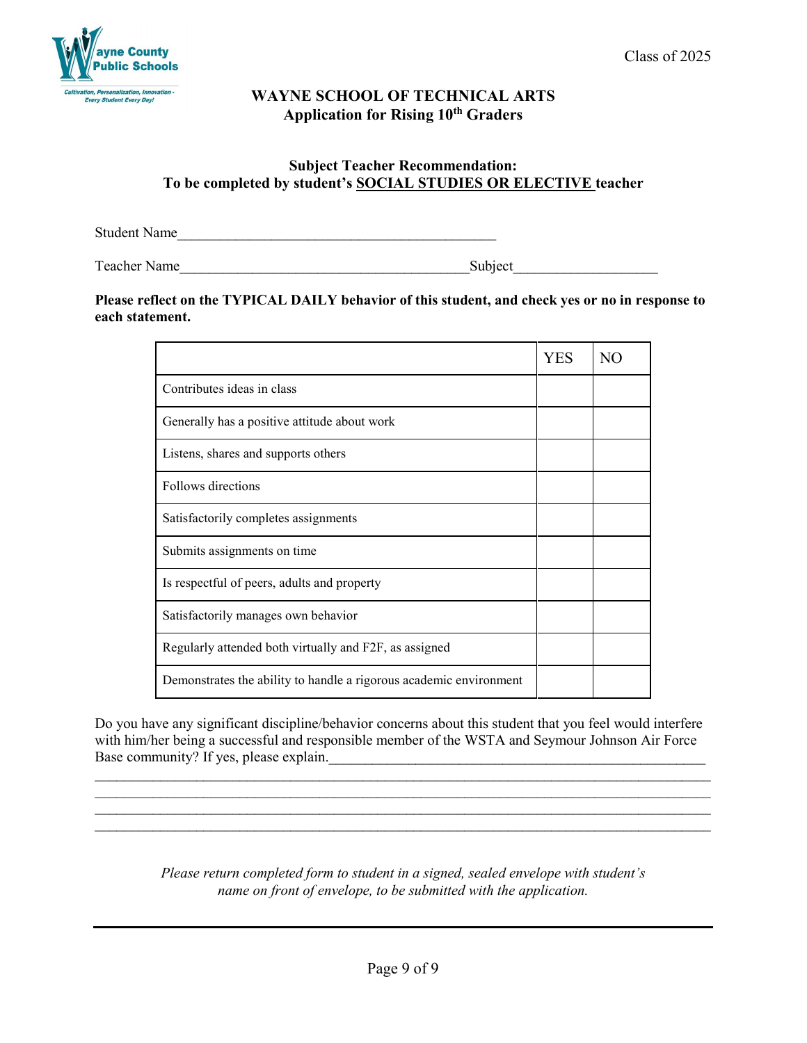Wayne County Public Schools

Cultivation, Personalization, Innovation - Every Student Every Day!

Class of 2025

### WAYNE SCHOOL OF TECHNICAL ARTS
### Application for Rising 10th Graders

**Subject Teacher Recommendation:**
**To be completed by student's SOCIAL STUDIES OR ELECTIVE teacher**

Student Name\_\_\_\_\_\_\_\_\_\_\_\_\_\_\_\_\_\_\_\_\_\_\_\_\_\_\_\_\_\_\_\_\_\_\_\_\_\_\_\_\_\_\_\_

Teacher Name\_\_\_\_\_\_\_\_\_\_\_\_\_\_\_\_\_\_\_\_\_\_\_\_\_\_\_\_\_\_\_\_\_\_\_\_\_\_\_\_Subject\_\_\_\_\_\_\_\_\_\_\_\_\_\_\_\_\_\_\_\_

**Please reflect on the TYPICAL DAILY behavior of this student, and check yes or no in response to each statement.**

| | YES | NO |
|---|---|---|
| Contributes ideas in class | | |
| Generally has a positive attitude about work | | |
| Listens, shares and supports others | | |
| Follows directions | | |
| Satisfactorily completes assignments | | |
| Submits assignments on time | | |
| Is respectful of peers, adults and property | | |
| Satisfactorily manages own behavior | | |
| Regularly attended both virtually and F2F, as assigned | | |
| Demonstrates the ability to handle a rigorous academic environment | | |

Do you have any significant discipline/behavior concerns about this student that you feel would interfere with him/her being a successful and responsible member of the WSTA and Seymour Johnson Air Force Base community? If yes, please explain.\_\_\_\_\_\_\_\_\_\_\_\_\_\_\_\_\_\_\_\_\_\_\_\_\_\_\_\_\_\_\_\_\_\_\_\_\_\_\_\_\_\_\_\_\_\_\_\_\_\_

\_\_\_\_\_\_\_\_\_\_\_\_\_\_\_\_\_\_\_\_\_\_\_\_\_\_\_\_\_\_\_\_\_\_\_\_\_\_\_\_\_\_\_\_\_\_\_\_\_\_\_\_\_\_\_\_\_\_\_\_\_\_\_\_\_\_\_\_\_\_\_\_\_\_\_\_\_\_\_\_\_\_
\_\_\_\_\_\_\_\_\_\_\_\_\_\_\_\_\_\_\_\_\_\_\_\_\_\_\_\_\_\_\_\_\_\_\_\_\_\_\_\_\_\_\_\_\_\_\_\_\_\_\_\_\_\_\_\_\_\_\_\_\_\_\_\_\_\_\_\_\_\_\_\_\_\_\_\_\_\_\_\_\_\_
\_\_\_\_\_\_\_\_\_\_\_\_\_\_\_\_\_\_\_\_\_\_\_\_\_\_\_\_\_\_\_\_\_\_\_\_\_\_\_\_\_\_\_\_\_\_\_\_\_\_\_\_\_\_\_\_\_\_\_\_\_\_\_\_\_\_\_\_\_\_\_\_\_\_\_\_\_\_\_\_\_\_
\_\_\_\_\_\_\_\_\_\_\_\_\_\_\_\_\_\_\_\_\_\_\_\_\_\_\_\_\_\_\_\_\_\_\_\_\_\_\_\_\_\_\_\_\_\_\_\_\_\_\_\_\_\_\_\_\_\_\_\_\_\_\_\_\_\_\_\_\_\_\_\_\_\_\_\_\_\_\_\_\_\_

*Please return completed form to student in a signed, sealed envelope with student's name on front of envelope, to be submitted with the application.*